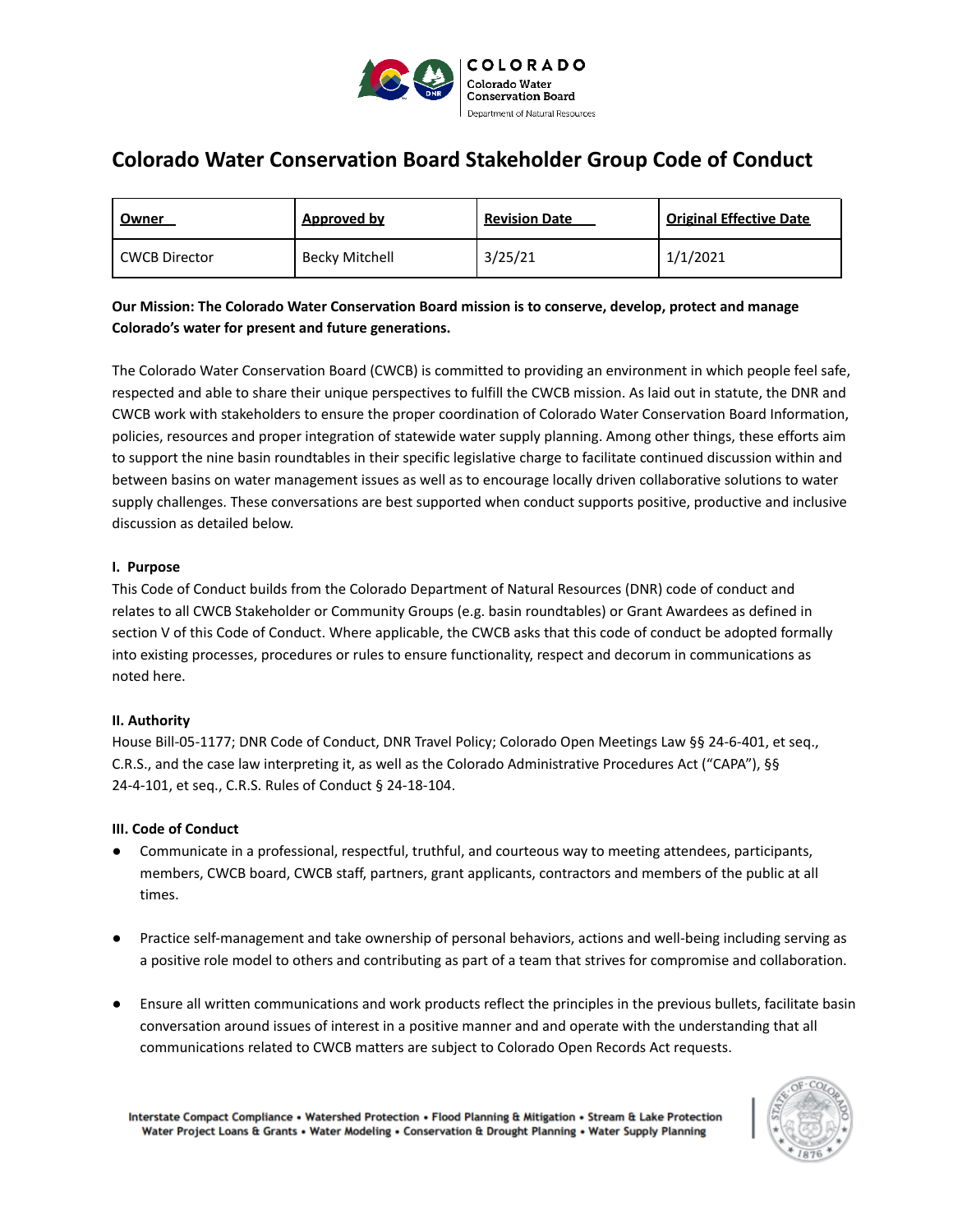# Colorado Water Conservation Board Stakeholder Group Code of Conduct

| Owner | Approved by | Revision Date | Original Effective Date |
|---|---|---|---|
| CWCB Director | Becky Mitchell | 3/25/21 | 1/1/2021 |

**Our Mission: The Colorado Water Conservation Board mission is to conserve, develop, protect and manage Colorado's water for present and future generations.**

The Colorado Water Conservation Board (CWCB) is committed to providing an environment in which people feel safe, respected and able to share their unique perspectives to fulfill the CWCB mission. As laid out in statute, the DNR and CWCB work with stakeholders to ensure the proper coordination of Colorado Water Conservation Board Information, policies, resources and proper integration of statewide water supply planning. Among other things, these efforts aim to support the nine basin roundtables in their specific legislative charge to facilitate continued discussion within and between basins on water management issues as well as to encourage locally driven collaborative solutions to water supply challenges. These conversations are best supported when conduct supports positive, productive and inclusive discussion as detailed below.

**I. Purpose**

This Code of Conduct builds from the Colorado Department of Natural Resources (DNR) code of conduct and relates to all CWCB Stakeholder or Community Groups (e.g. basin roundtables) or Grant Awardees as defined in section V of this Code of Conduct. Where applicable, the CWCB asks that this code of conduct be adopted formally into existing processes, procedures or rules to ensure functionality, respect and decorum in communications as noted here.

**II. Authority**

House Bill-05-1177; DNR Code of Conduct, DNR Travel Policy; Colorado Open Meetings Law §§ 24-6-401, et seq., C.R.S., and the case law interpreting it, as well as the Colorado Administrative Procedures Act ("CAPA"), §§ 24-4-101, et seq., C.R.S. Rules of Conduct § 24-18-104.

**III. Code of Conduct**

- Communicate in a professional, respectful, truthful, and courteous way to meeting attendees, participants, members, CWCB board, CWCB staff, partners, grant applicants, contractors and members of the public at all times.
- Practice self-management and take ownership of personal behaviors, actions and well-being including serving as a positive role model to others and contributing as part of a team that strives for compromise and collaboration.
- Ensure all written communications and work products reflect the principles in the previous bullets, facilitate basin conversation around issues of interest in a positive manner and and operate with the understanding that all communications related to CWCB matters are subject to Colorado Open Records Act requests.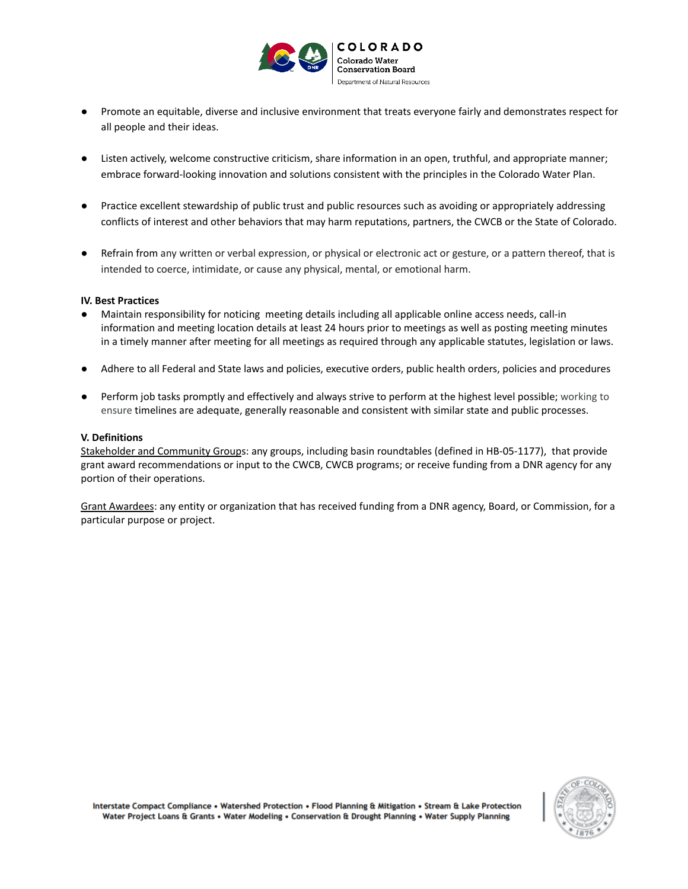- Promote an equitable, diverse and inclusive environment that treats everyone fairly and demonstrates respect for all people and their ideas.

- Listen actively, welcome constructive criticism, share information in an open, truthful, and appropriate manner; embrace forward-looking innovation and solutions consistent with the principles in the Colorado Water Plan.

- Practice excellent stewardship of public trust and public resources such as avoiding or appropriately addressing conflicts of interest and other behaviors that may harm reputations, partners, the CWCB or the State of Colorado.

- Refrain from any written or verbal expression, or physical or electronic act or gesture, or a pattern thereof, that is intended to coerce, intimidate, or cause any physical, mental, or emotional harm.

**IV. Best Practices**

- Maintain responsibility for noticing meeting details including all applicable online access needs, call-in information and meeting location details at least 24 hours prior to meetings as well as posting meeting minutes in a timely manner after meeting for all meetings as required through any applicable statutes, legislation or laws.

- Adhere to all Federal and State laws and policies, executive orders, public health orders, policies and procedures

- Perform job tasks promptly and effectively and always strive to perform at the highest level possible; working to ensure timelines are adequate, generally reasonable and consistent with similar state and public processes.

**V. Definitions**

Stakeholder and Community Groups: any groups, including basin roundtables (defined in HB-05-1177), that provide grant award recommendations or input to the CWCB, CWCB programs; or receive funding from a DNR agency for any portion of their operations.

Grant Awardees: any entity or organization that has received funding from a DNR agency, Board, or Commission, for a particular purpose or project.